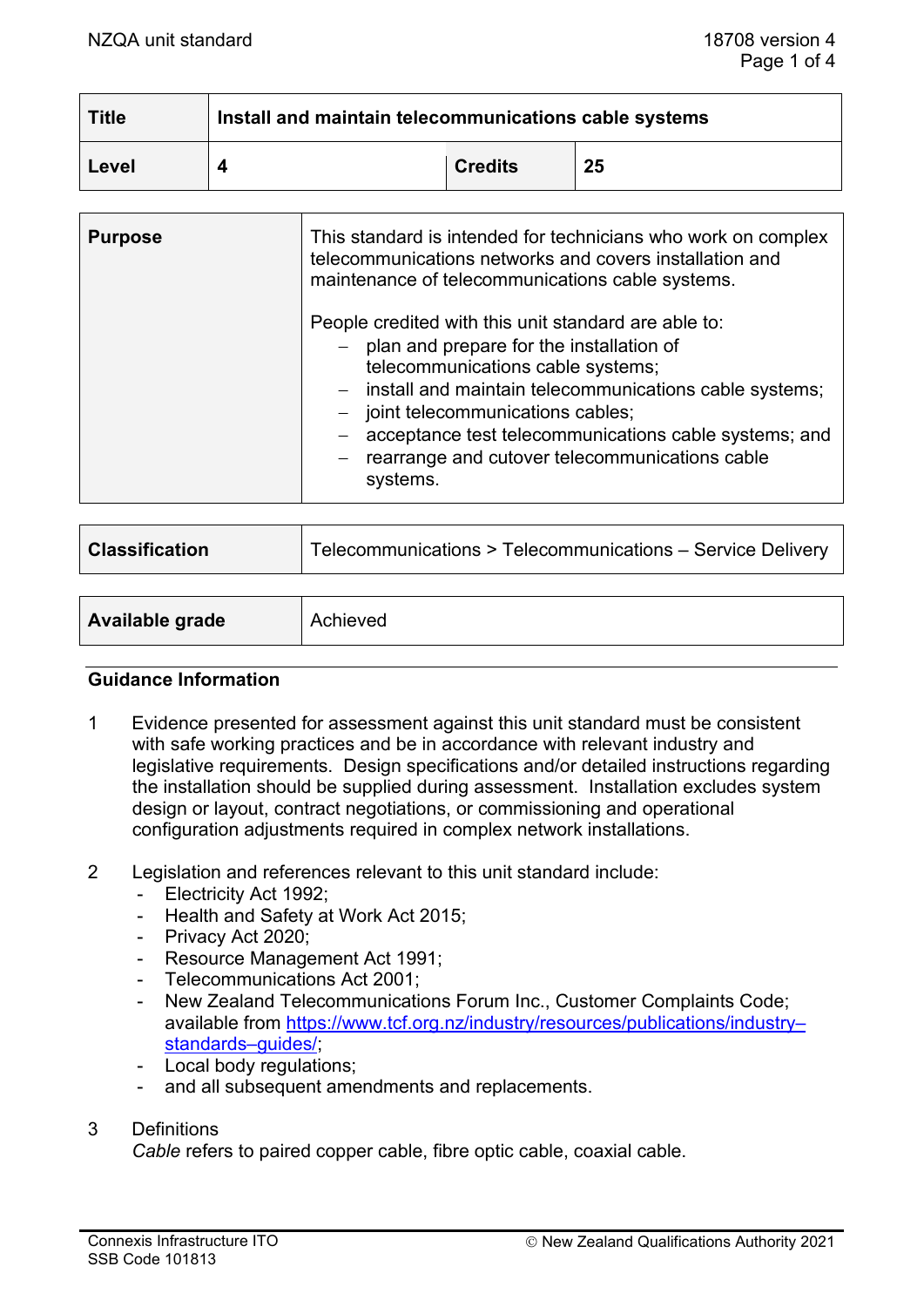| Title | Install and maintain telecommunications cable systems | | |
|---|---|---|---|
| Level | 4 | Credits | 25 |

| Purpose | This standard is intended for technicians who work on complex telecommunications networks and covers installation and maintenance of telecommunications cable systems.<br><br>People credited with this unit standard are able to:<br>– plan and prepare for the installation of telecommunications cable systems;<br>– install and maintain telecommunications cable systems;<br>– joint telecommunications cables;<br>– acceptance test telecommunications cable systems; and<br>– rearrange and cutover telecommunications cable systems. |
|---|---|

| Classification | Telecommunications > Telecommunications – Service Delivery |
|---|---|

| Available grade | Achieved |
|---|---|

## Guidance Information

1. Evidence presented for assessment against this unit standard must be consistent with safe working practices and be in accordance with relevant industry and legislative requirements. Design specifications and/or detailed instructions regarding the installation should be supplied during assessment. Installation excludes system design or layout, contract negotiations, or commissioning and operational configuration adjustments required in complex network installations.

2. Legislation and references relevant to this unit standard include:
   - Electricity Act 1992;
   - Health and Safety at Work Act 2015;
   - Privacy Act 2020;
   - Resource Management Act 1991;
   - Telecommunications Act 2001;
   - New Zealand Telecommunications Forum Inc., Customer Complaints Code; available from https://www.tcf.org.nz/industry/resources/publications/industry–standards–guides/;
   - Local body regulations;
   - and all subsequent amendments and replacements.

3. Definitions
   *Cable* refers to paired copper cable, fibre optic cable, coaxial cable.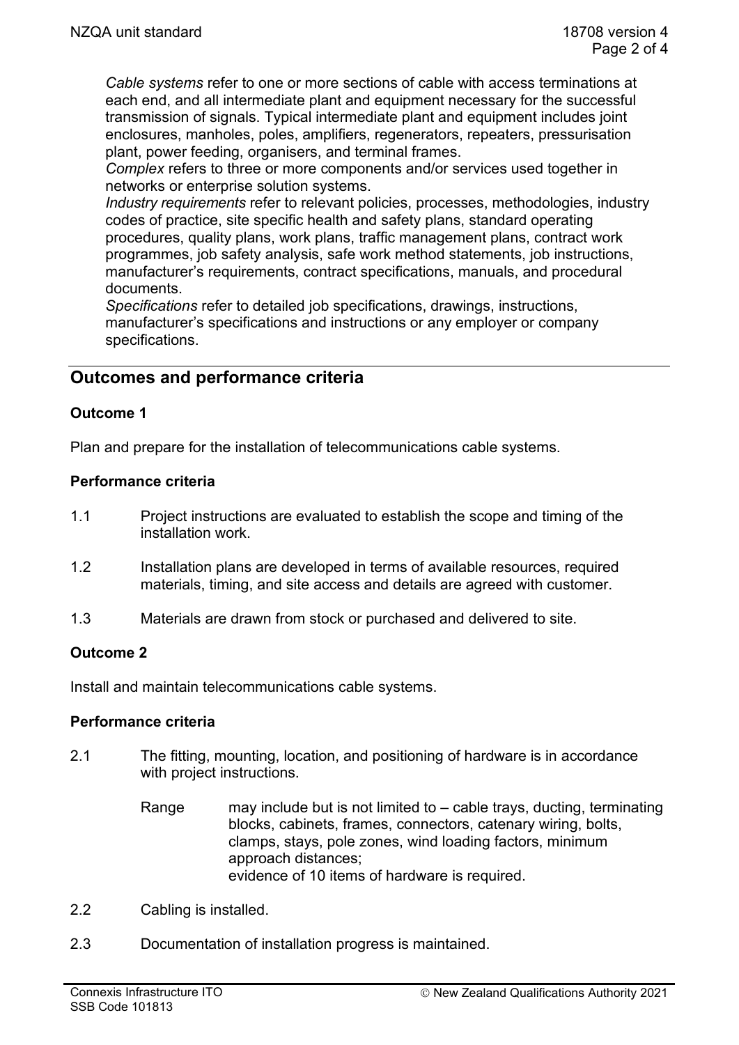*Cable systems* refer to one or more sections of cable with access terminations at each end, and all intermediate plant and equipment necessary for the successful transmission of signals. Typical intermediate plant and equipment includes joint enclosures, manholes, poles, amplifiers, regenerators, repeaters, pressurisation plant, power feeding, organisers, and terminal frames.

*Complex* refers to three or more components and/or services used together in networks or enterprise solution systems.

*Industry requirements* refer to relevant policies, processes, methodologies, industry codes of practice, site specific health and safety plans, standard operating procedures, quality plans, work plans, traffic management plans, contract work programmes, job safety analysis, safe work method statements, job instructions, manufacturer's requirements, contract specifications, manuals, and procedural documents.

*Specifications* refer to detailed job specifications, drawings, instructions, manufacturer's specifications and instructions or any employer or company specifications.

## Outcomes and performance criteria

### Outcome 1

Plan and prepare for the installation of telecommunications cable systems.

#### Performance criteria

1.1 Project instructions are evaluated to establish the scope and timing of the installation work.

1.2 Installation plans are developed in terms of available resources, required materials, timing, and site access and details are agreed with customer.

1.3 Materials are drawn from stock or purchased and delivered to site.

### Outcome 2

Install and maintain telecommunications cable systems.

#### Performance criteria

2.1 The fitting, mounting, location, and positioning of hardware is in accordance with project instructions.

Range may include but is not limited to – cable trays, ducting, terminating blocks, cabinets, frames, connectors, catenary wiring, bolts, clamps, stays, pole zones, wind loading factors, minimum approach distances;
evidence of 10 items of hardware is required.

2.2 Cabling is installed.

2.3 Documentation of installation progress is maintained.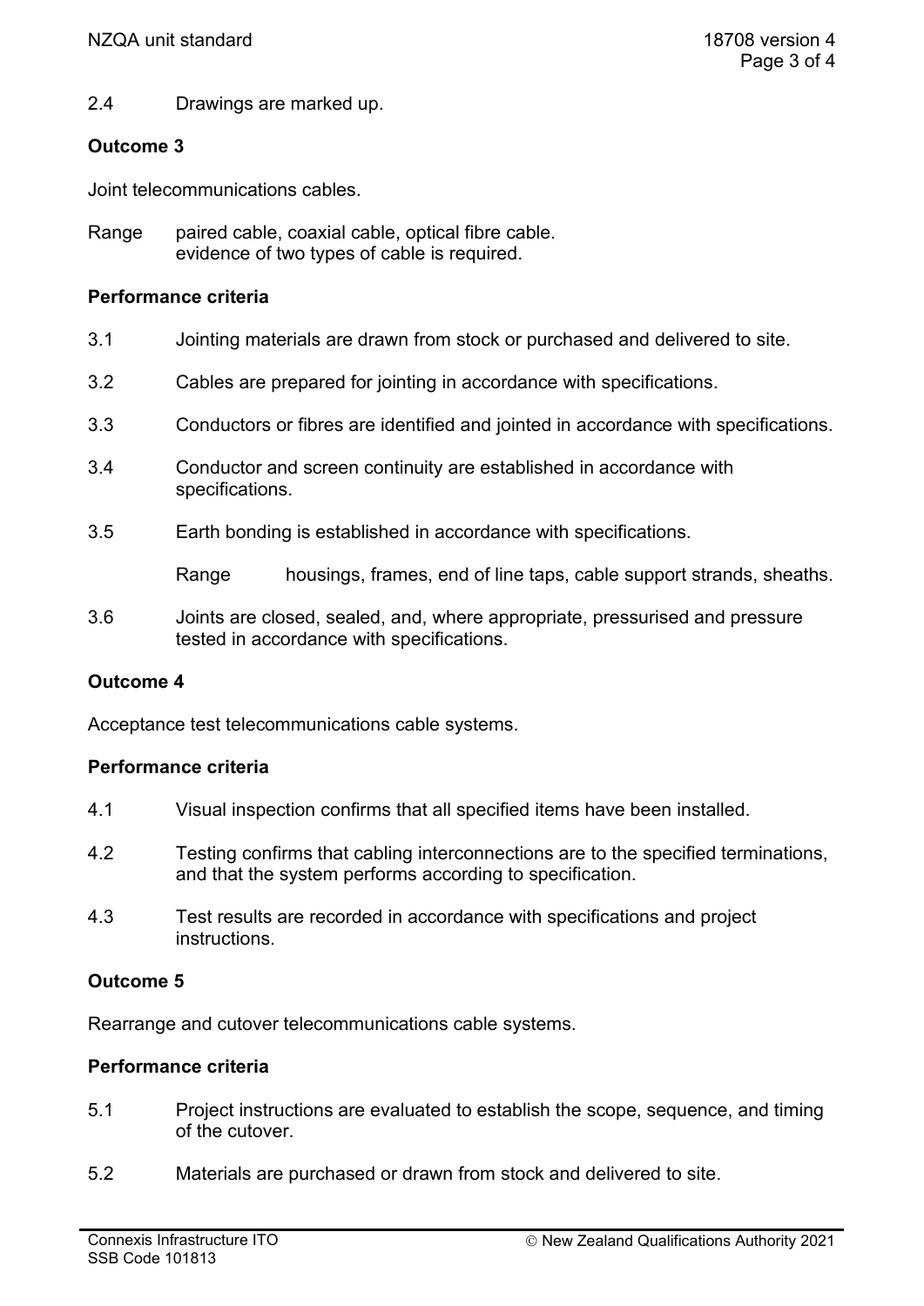2.4 Drawings are marked up.

**Outcome 3**

Joint telecommunications cables.

Range paired cable, coaxial cable, optical fibre cable.
evidence of two types of cable is required.

**Performance criteria**

3.1 Jointing materials are drawn from stock or purchased and delivered to site.

3.2 Cables are prepared for jointing in accordance with specifications.

3.3 Conductors or fibres are identified and jointed in accordance with specifications.

3.4 Conductor and screen continuity are established in accordance with specifications.

3.5 Earth bonding is established in accordance with specifications.

Range housings, frames, end of line taps, cable support strands, sheaths.

3.6 Joints are closed, sealed, and, where appropriate, pressurised and pressure tested in accordance with specifications.

**Outcome 4**

Acceptance test telecommunications cable systems.

**Performance criteria**

4.1 Visual inspection confirms that all specified items have been installed.

4.2 Testing confirms that cabling interconnections are to the specified terminations, and that the system performs according to specification.

4.3 Test results are recorded in accordance with specifications and project instructions.

**Outcome 5**

Rearrange and cutover telecommunications cable systems.

**Performance criteria**

5.1 Project instructions are evaluated to establish the scope, sequence, and timing of the cutover.

5.2 Materials are purchased or drawn from stock and delivered to site.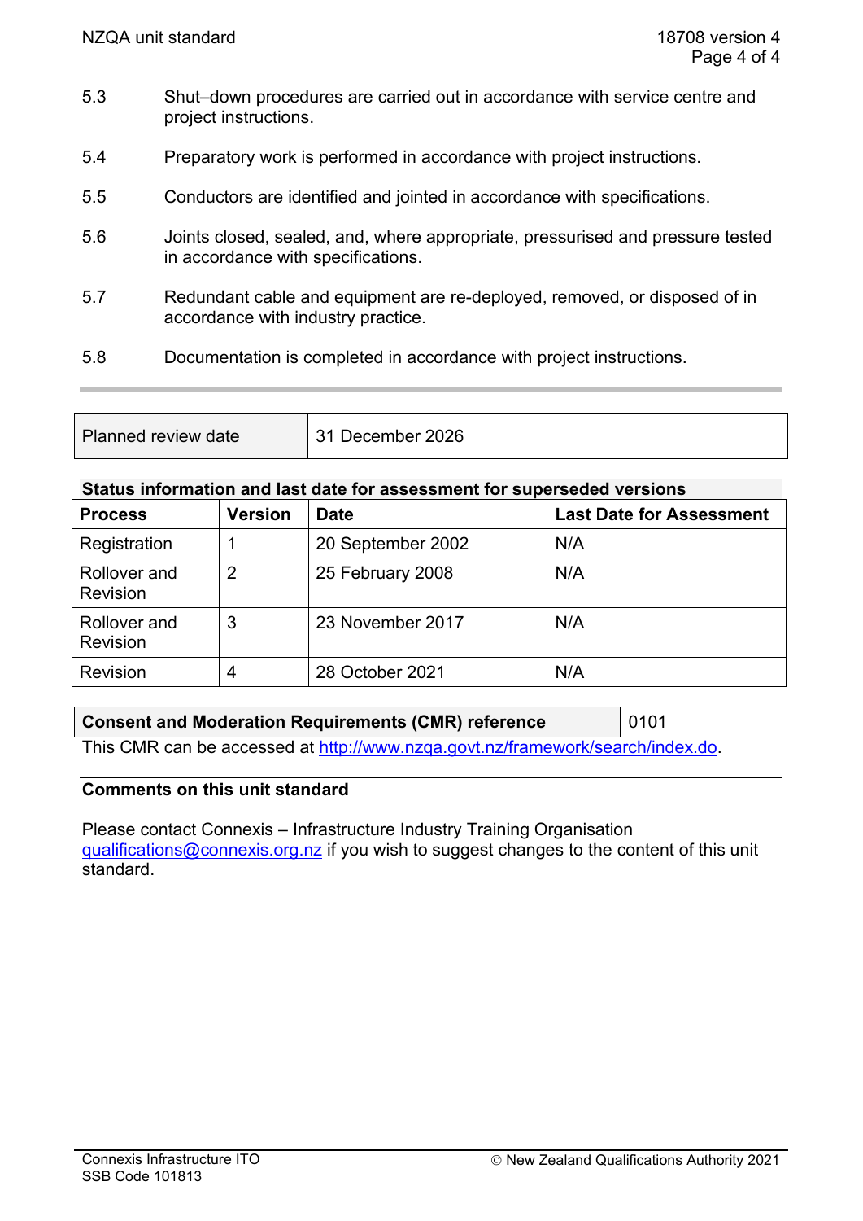5.3 Shut–down procedures are carried out in accordance with service centre and project instructions.

5.4 Preparatory work is performed in accordance with project instructions.

5.5 Conductors are identified and jointed in accordance with specifications.

5.6 Joints closed, sealed, and, where appropriate, pressurised and pressure tested in accordance with specifications.

5.7 Redundant cable and equipment are re-deployed, removed, or disposed of in accordance with industry practice.

5.8 Documentation is completed in accordance with project instructions.

---

| | |
|---|---|
| Planned review date | 31 December 2026 |

**Status information and last date for assessment for superseded versions**

| Process | Version | Date | Last Date for Assessment |
|---|---|---|---|
| Registration | 1 | 20 September 2002 | N/A |
| Rollover and Revision | 2 | 25 February 2008 | N/A |
| Rollover and Revision | 3 | 23 November 2017 | N/A |
| Revision | 4 | 28 October 2021 | N/A |

| | |
|---|---|
| **Consent and Moderation Requirements (CMR) reference** | 0101 |

This CMR can be accessed at http://www.nzqa.govt.nz/framework/search/index.do.

**Comments on this unit standard**

Please contact Connexis – Infrastructure Industry Training Organisation qualifications@connexis.org.nz if you wish to suggest changes to the content of this unit standard.